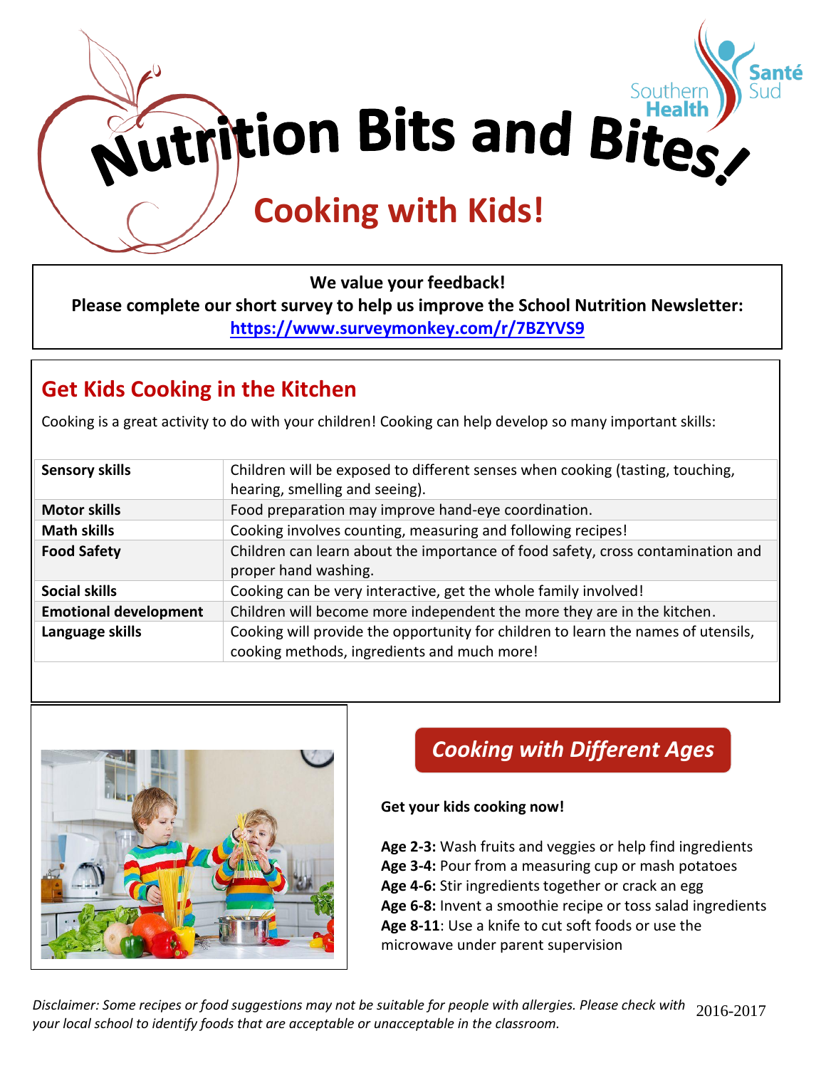# Nutrition Bits and Bites!

Southern Health Santé Sud

## Cooking with Kids!

**We value your feedback!**
**Please complete our short survey to help us improve the School Nutrition Newsletter:**
**https://www.surveymonkey.com/r/7BZYVS9**

## Get Kids Cooking in the Kitchen

Cooking is a great activity to do with your children! Cooking can help develop so many important skills:

| | |
|---|---|
| **Sensory skills** | Children will be exposed to different senses when cooking (tasting, touching, hearing, smelling and seeing). |
| **Motor skills** | Food preparation may improve hand-eye coordination. |
| **Math skills** | Cooking involves counting, measuring and following recipes! |
| **Food Safety** | Children can learn about the importance of food safety, cross contamination and proper hand washing. |
| **Social skills** | Cooking can be very interactive, get the whole family involved! |
| **Emotional development** | Children will become more independent the more they are in the kitchen. |
| **Language skills** | Cooking will provide the opportunity for children to learn the names of utensils, cooking methods, ingredients and much more! |

## *Cooking with Different Ages*

**Get your kids cooking now!**

**Age 2-3:** Wash fruits and veggies or help find ingredients
**Age 3-4:** Pour from a measuring cup or mash potatoes
**Age 4-6:** Stir ingredients together or crack an egg
**Age 6-8:** Invent a smoothie recipe or toss salad ingredients
**Age 8-11**: Use a knife to cut soft foods or use the microwave under parent supervision

*Disclaimer: Some recipes or food suggestions may not be suitable for people with allergies. Please check with your local school to identify foods that are acceptable or unacceptable in the classroom.*

2016-2017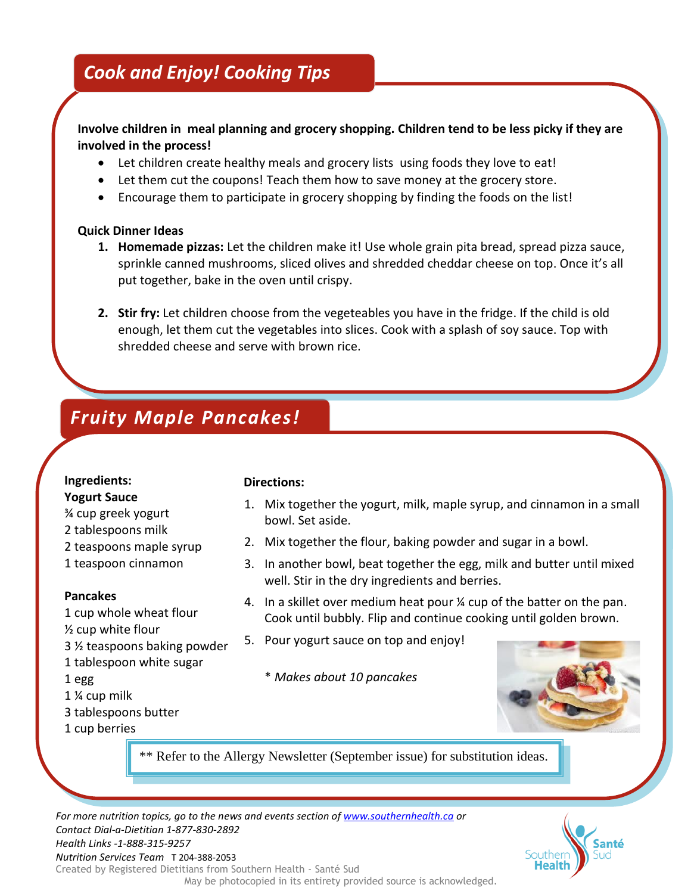## Cook and Enjoy! Cooking Tips

**Involve children in meal planning and grocery shopping. Children tend to be less picky if they are involved in the process!**

- Let children create healthy meals and grocery lists using foods they love to eat!
- Let them cut the coupons! Teach them how to save money at the grocery store.
- Encourage them to participate in grocery shopping by finding the foods on the list!

**Quick Dinner Ideas**

1. **Homemade pizzas:** Let the children make it! Use whole grain pita bread, spread pizza sauce, sprinkle canned mushrooms, sliced olives and shredded cheddar cheese on top. Once it's all put together, bake in the oven until crispy.

2. **Stir fry:** Let children choose from the vegeteables you have in the fridge. If the child is old enough, let them cut the vegetables into slices. Cook with a splash of soy sauce. Top with shredded cheese and serve with brown rice.

## Fruity Maple Pancakes!

**Ingredients:**

**Yogurt Sauce**

¾ cup greek yogurt
2 tablespoons milk
2 teaspoons maple syrup
1 teaspoon cinnamon

**Pancakes**

1 cup whole wheat flour
½ cup white flour
3 ½ teaspoons baking powder
1 tablespoon white sugar
1 egg
1 ¼ cup milk
3 tablespoons butter
1 cup berries

**Directions:**

1. Mix together the yogurt, milk, maple syrup, and cinnamon in a small bowl. Set aside.
2. Mix together the flour, baking powder and sugar in a bowl.
3. In another bowl, beat together the egg, milk and butter until mixed well. Stir in the dry ingredients and berries.
4. In a skillet over medium heat pour ¼ cup of the batter on the pan. Cook until bubbly. Flip and continue cooking until golden brown.
5. Pour yogurt sauce on top and enjoy!

*\* Makes about 10 pancakes*

** Refer to the Allergy Newsletter (September issue) for substitution ideas.

*For more nutrition topics, go to the news and events section of [www.southernhealth.ca](http://www.southernhealth.ca) or*
*Contact Dial-a-Dietitian 1-877-830-2892*
*Health Links -1-888-315-9257*
*Nutrition Services Team* T 204-388-2053
Created by Registered Dietitians from Southern Health - Santé Sud
May be photocopied in its entirety provided source is acknowledged.

Southern Health Santé Sud